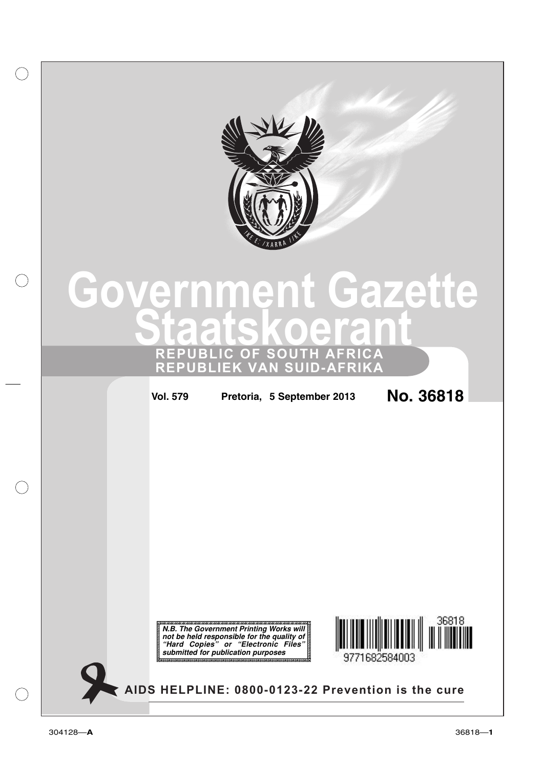# Government Gazette
# Staatskoerant

## REPUBLIC OF SOUTH AFRICA
## REPUBLIEK VAN SUID-AFRIKA

**Vol. 579** **Pretoria, 5 September 2013** **No. 36818**

***N.B. The Government Printing Works will not be held responsible for the quality of "Hard Copies" or "Electronic Files" submitted for publication purposes***

36818

9771682584003

**AIDS HELPLINE: 0800-0123-22 Prevention is the cure**

304128—**A**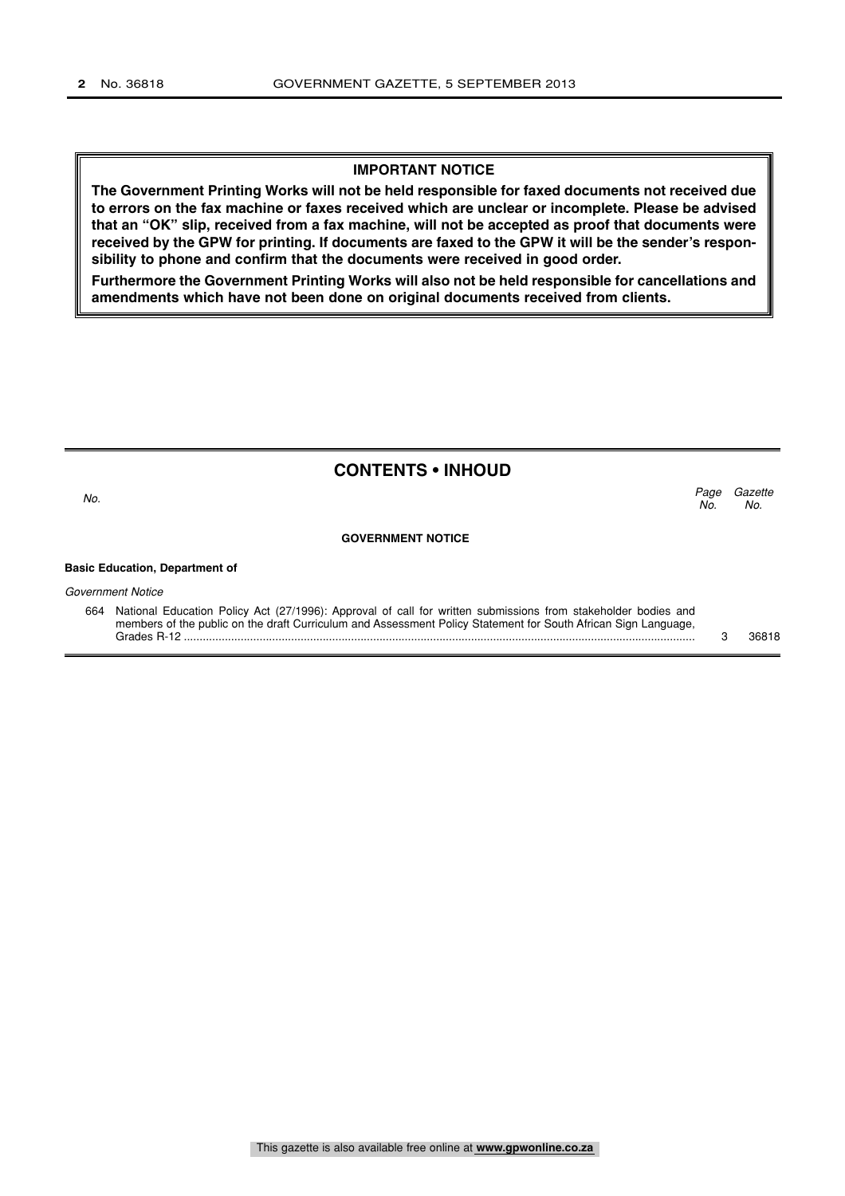**IMPORTANT NOTICE**

**The Government Printing Works will not be held responsible for faxed documents not received due to errors on the fax machine or faxes received which are unclear or incomplete. Please be advised that an "OK" slip, received from a fax machine, will not be accepted as proof that documents were received by the GPW for printing. If documents are faxed to the GPW it will be the sender's responsibility to phone and confirm that the documents were received in good order.**

**Furthermore the Government Printing Works will also not be held responsible for cancellations and amendments which have not been done on original documents received from clients.**

## CONTENTS • INHOUD

| *No.* | | *Page No.* | *Gazette No.* |
|---|---|---|---|
| | **GOVERNMENT NOTICE** | | |
| | **Basic Education, Department of** | | |
| | *Government Notice* | | |
| 664 | National Education Policy Act (27/1996): Approval of call for written submissions from stakeholder bodies and members of the public on the draft Curriculum and Assessment Policy Statement for South African Sign Language, Grades R-12 | 3 | 36818 |

This gazette is also available free online at **www.gpwonline.co.za**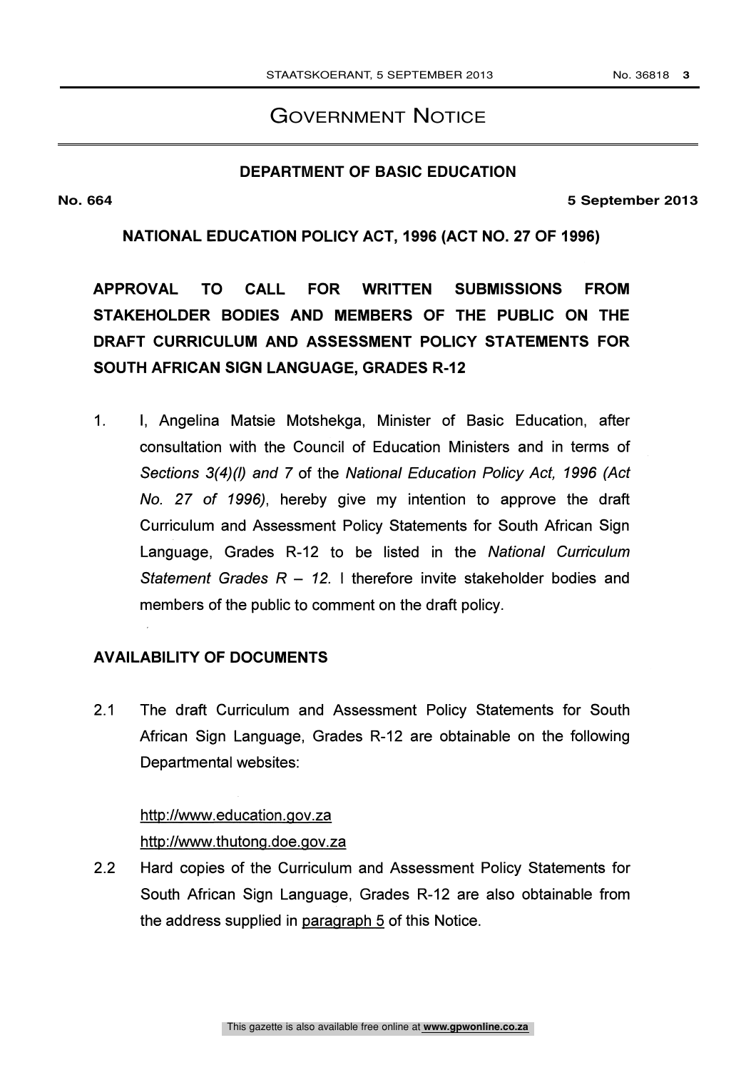# Government Notice

## DEPARTMENT OF BASIC EDUCATION

**No. 664** **5 September 2013**

**NATIONAL EDUCATION POLICY ACT, 1996 (ACT NO. 27 OF 1996)**

**APPROVAL TO CALL FOR WRITTEN SUBMISSIONS FROM STAKEHOLDER BODIES AND MEMBERS OF THE PUBLIC ON THE DRAFT CURRICULUM AND ASSESSMENT POLICY STATEMENTS FOR SOUTH AFRICAN SIGN LANGUAGE, GRADES R-12**

1. I, Angelina Matsie Motshekga, Minister of Basic Education, after consultation with the Council of Education Ministers and in terms of *Sections 3(4)(l) and 7* of the *National Education Policy Act, 1996 (Act No. 27 of 1996)*, hereby give my intention to approve the draft Curriculum and Assessment Policy Statements for South African Sign Language, Grades R-12 to be listed in the *National Curriculum Statement Grades R – 12.* I therefore invite stakeholder bodies and members of the public to comment on the draft policy.

**AVAILABILITY OF DOCUMENTS**

2.1 The draft Curriculum and Assessment Policy Statements for South African Sign Language, Grades R-12 are obtainable on the following Departmental websites:

http://www.education.gov.za
http://www.thutong.doe.gov.za

2.2 Hard copies of the Curriculum and Assessment Policy Statements for South African Sign Language, Grades R-12 are also obtainable from the address supplied in paragraph 5 of this Notice.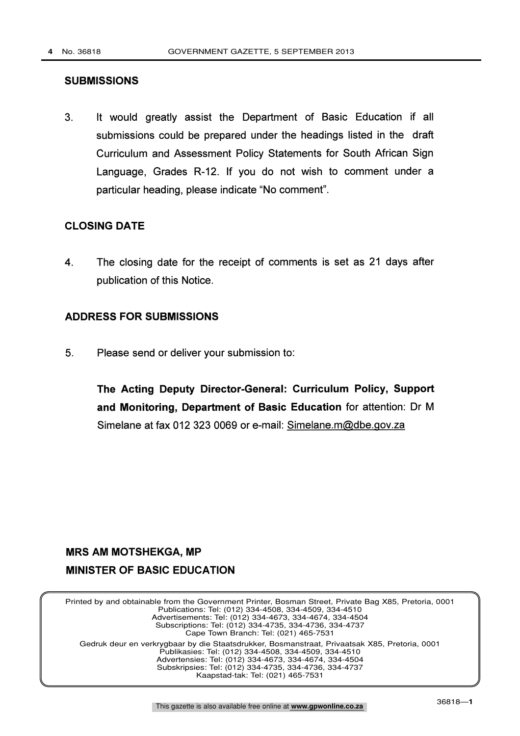## SUBMISSIONS

3. It would greatly assist the Department of Basic Education if all submissions could be prepared under the headings listed in the draft Curriculum and Assessment Policy Statements for South African Sign Language, Grades R-12. If you do not wish to comment under a particular heading, please indicate "No comment".

## CLOSING DATE

4. The closing date for the receipt of comments is set as 21 days after publication of this Notice.

## ADDRESS FOR SUBMISSIONS

5. Please send or deliver your submission to:

   **The Acting Deputy Director-General: Curriculum Policy, Support and Monitoring, Department of Basic Education** for attention: Dr M Simelane at fax 012 323 0069 or e-mail: Simelane.m@dbe.gov.za

**MRS AM MOTSHEKGA, MP**
**MINISTER OF BASIC EDUCATION**

Printed by and obtainable from the Government Printer, Bosman Street, Private Bag X85, Pretoria, 0001
Publications: Tel: (012) 334-4508, 334-4509, 334-4510
Advertisements: Tel: (012) 334-4673, 334-4674, 334-4504
Subscriptions: Tel: (012) 334-4735, 334-4736, 334-4737
Cape Town Branch: Tel: (021) 465-7531

Gedruk deur en verkrygbaar by die Staatsdrukker, Bosmanstraat, Privaatsak X85, Pretoria, 0001
Publikasies: Tel: (012) 334-4508, 334-4509, 334-4510
Advertensies: Tel: (012) 334-4673, 334-4674, 334-4504
Subskripsies: Tel: (012) 334-4735, 334-4736, 334-4737
Kaapstad-tak: Tel: (021) 465-7531

This gazette is also available free online at **www.gpwonline.co.za**